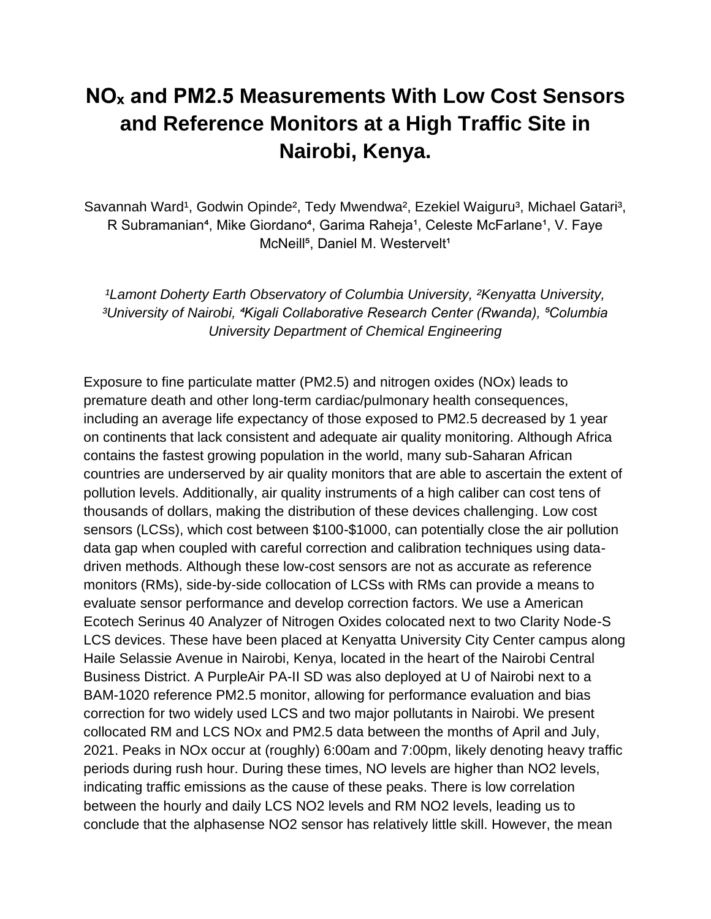# $NO_x$ and PM2.5 Measurements With Low Cost Sensors and Reference Monitors at a High Traffic Site in Nairobi, Kenya.

Savannah Ward[1], Godwin Opinde[2], Tedy Mwendwa[2], Ezekiel Waiguru[3], Michael Gatari[3], R Subramanian[4], Mike Giordano[4], Garima Raheja[1], Celeste McFarlane[1], V. Faye McNeill[5], Daniel M. Westervelt[1]

*[1]Lamont Doherty Earth Observatory of Columbia University, [2]Kenyatta University, [3]University of Nairobi, [4]Kigali Collaborative Research Center (Rwanda), [5]Columbia University Department of Chemical Engineering*

Exposure to fine particulate matter (PM2.5) and nitrogen oxides (NOx) leads to premature death and other long-term cardiac/pulmonary health consequences, including an average life expectancy of those exposed to PM2.5 decreased by 1 year on continents that lack consistent and adequate air quality monitoring. Although Africa contains the fastest growing population in the world, many sub-Saharan African countries are underserved by air quality monitors that are able to ascertain the extent of pollution levels. Additionally, air quality instruments of a high caliber can cost tens of thousands of dollars, making the distribution of these devices challenging. Low cost sensors (LCSs), which cost between \$100-\$1000, can potentially close the air pollution data gap when coupled with careful correction and calibration techniques using data-driven methods. Although these low-cost sensors are not as accurate as reference monitors (RMs), side-by-side collocation of LCSs with RMs can provide a means to evaluate sensor performance and develop correction factors. We use a American Ecotech Serinus 40 Analyzer of Nitrogen Oxides colocated next to two Clarity Node-S LCS devices. These have been placed at Kenyatta University City Center campus along Haile Selassie Avenue in Nairobi, Kenya, located in the heart of the Nairobi Central Business District. A PurpleAir PA-II SD was also deployed at U of Nairobi next to a BAM-1020 reference PM2.5 monitor, allowing for performance evaluation and bias correction for two widely used LCS and two major pollutants in Nairobi. We present collocated RM and LCS NOx and PM2.5 data between the months of April and July, 2021. Peaks in NOx occur at (roughly) 6:00am and 7:00pm, likely denoting heavy traffic periods during rush hour. During these times, NO levels are higher than NO2 levels, indicating traffic emissions as the cause of these peaks. There is low correlation between the hourly and daily LCS NO2 levels and RM NO2 levels, leading us to conclude that the alphasense NO2 sensor has relatively little skill. However, the mean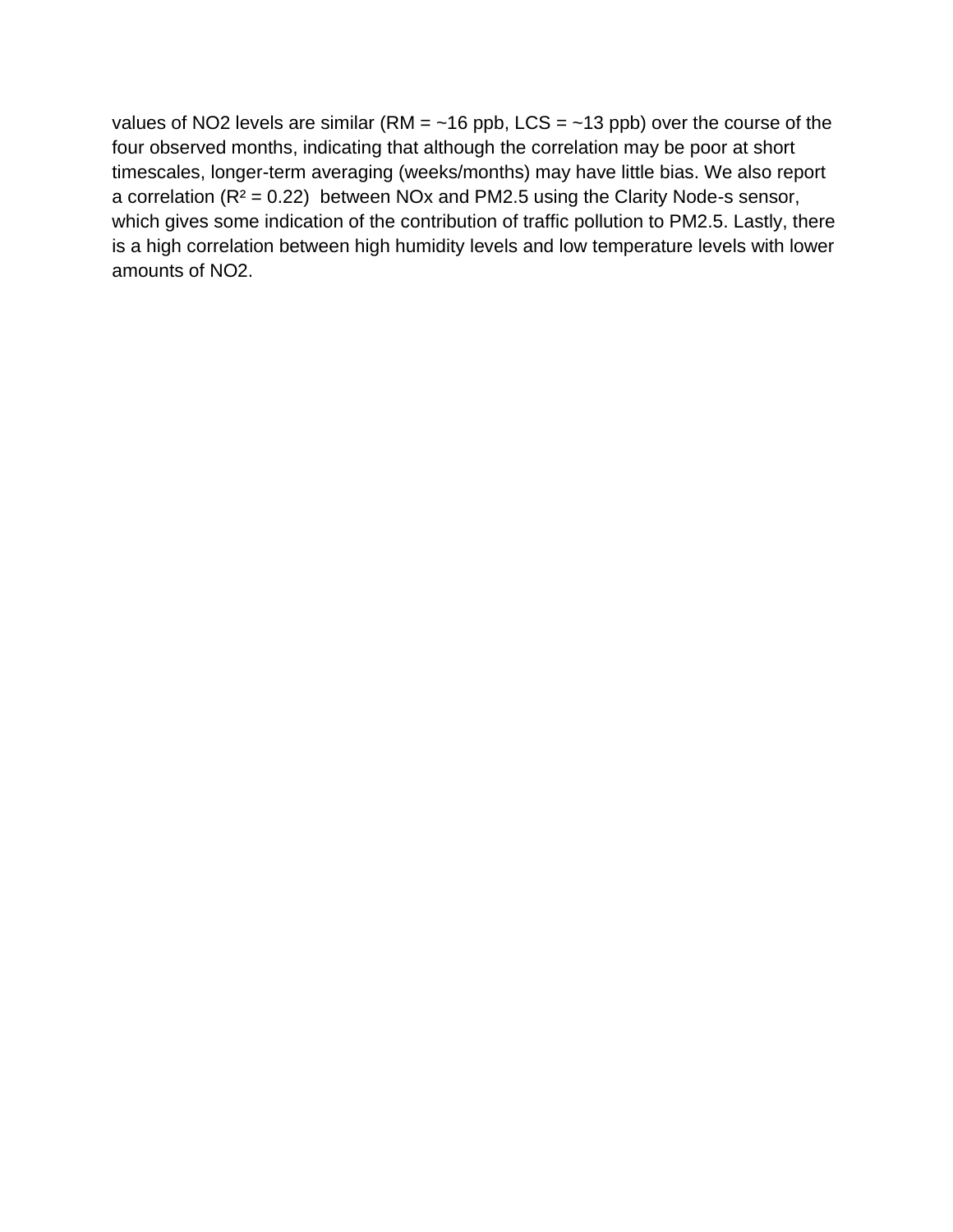values of $NO_2$ levels are similar (RM = ~16 ppb, LCS = ~13 ppb) over the course of the four observed months, indicating that although the correlation may be poor at short timescales, longer-term averaging (weeks/months) may have little bias. We also report a correlation ($R^2 = 0.22$) between $NO_x$ and $PM_{2.5}$ using the Clarity Node-s sensor, which gives some indication of the contribution of traffic pollution to $PM_{2.5}$. Lastly, there is a high correlation between high humidity levels and low temperature levels with lower amounts of $NO_2$.